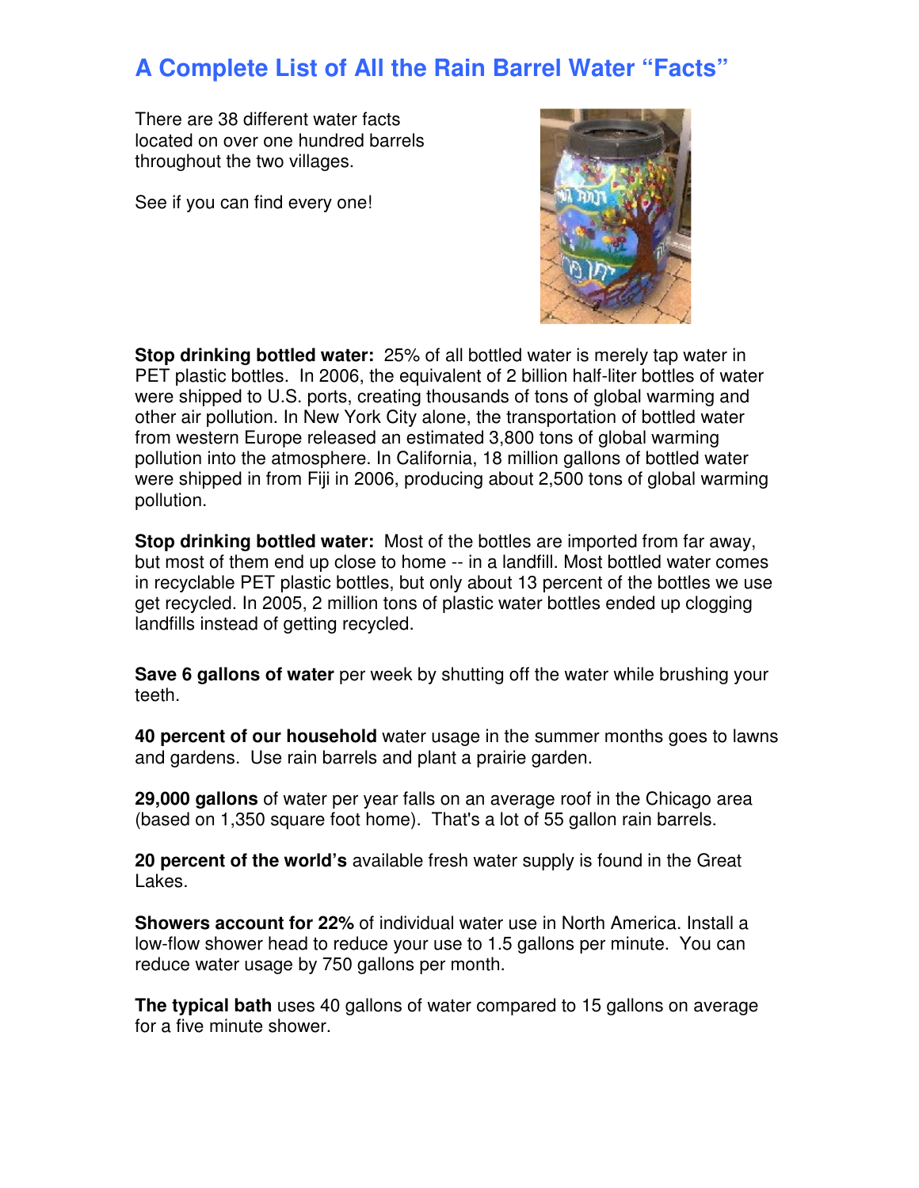# A Complete List of All the Rain Barrel Water "Facts"

There are 38 different water facts located on over one hundred barrels throughout the two villages.

See if you can find every one!

**Stop drinking bottled water:** 25% of all bottled water is merely tap water in PET plastic bottles. In 2006, the equivalent of 2 billion half-liter bottles of water were shipped to U.S. ports, creating thousands of tons of global warming and other air pollution. In New York City alone, the transportation of bottled water from western Europe released an estimated 3,800 tons of global warming pollution into the atmosphere. In California, 18 million gallons of bottled water were shipped in from Fiji in 2006, producing about 2,500 tons of global warming pollution.

**Stop drinking bottled water:** Most of the bottles are imported from far away, but most of them end up close to home -- in a landfill. Most bottled water comes in recyclable PET plastic bottles, but only about 13 percent of the bottles we use get recycled. In 2005, 2 million tons of plastic water bottles ended up clogging landfills instead of getting recycled.

**Save 6 gallons of water** per week by shutting off the water while brushing your teeth.

**40 percent of our household** water usage in the summer months goes to lawns and gardens. Use rain barrels and plant a prairie garden.

**29,000 gallons** of water per year falls on an average roof in the Chicago area (based on 1,350 square foot home). That's a lot of 55 gallon rain barrels.

**20 percent of the world's** available fresh water supply is found in the Great Lakes.

**Showers account for 22%** of individual water use in North America. Install a low-flow shower head to reduce your use to 1.5 gallons per minute. You can reduce water usage by 750 gallons per month.

**The typical bath** uses 40 gallons of water compared to 15 gallons on average for a five minute shower.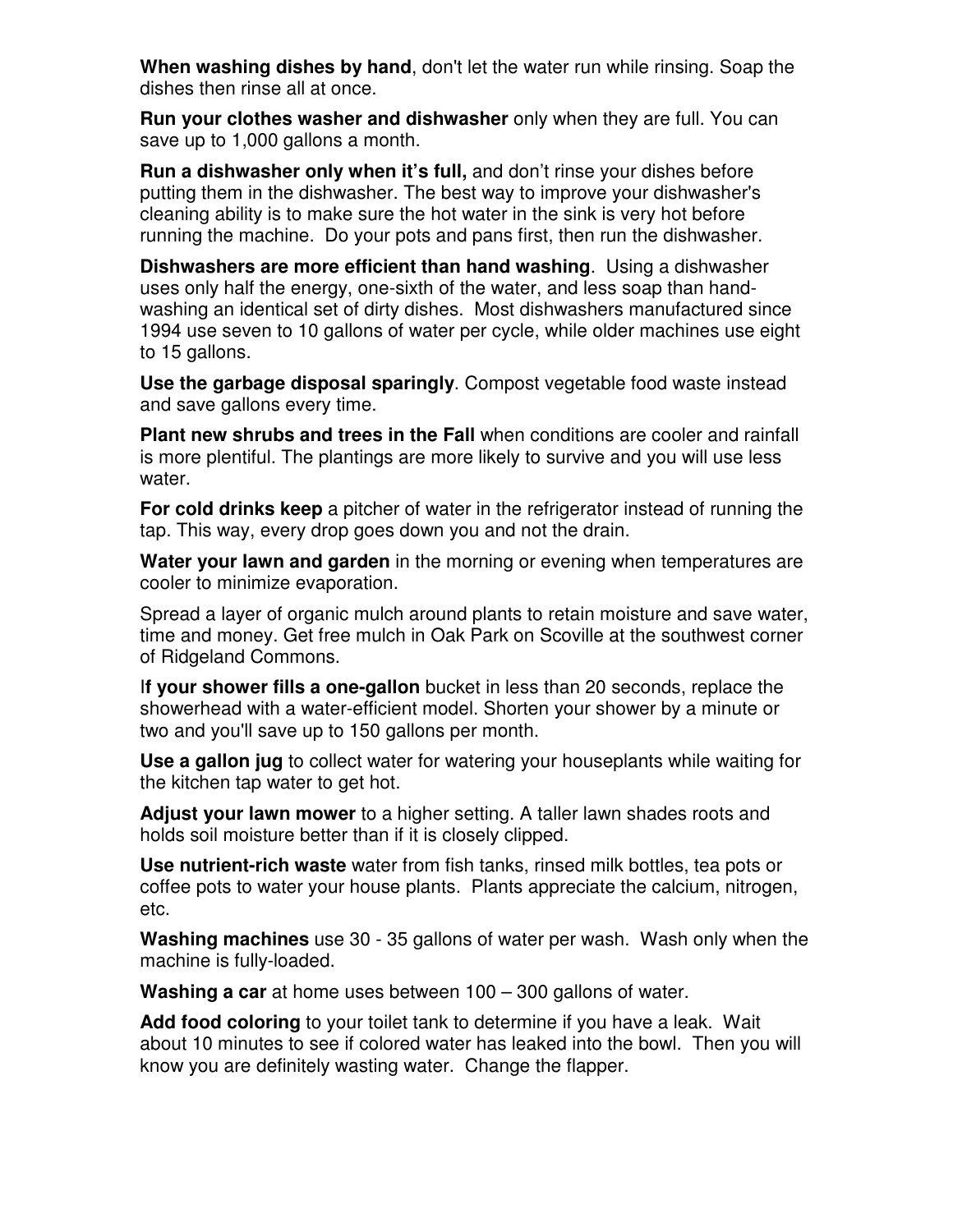**When washing dishes by hand**, don't let the water run while rinsing. Soap the dishes then rinse all at once.

**Run your clothes washer and dishwasher** only when they are full. You can save up to 1,000 gallons a month.

**Run a dishwasher only when it's full,** and don't rinse your dishes before putting them in the dishwasher. The best way to improve your dishwasher's cleaning ability is to make sure the hot water in the sink is very hot before running the machine. Do your pots and pans first, then run the dishwasher.

**Dishwashers are more efficient than hand washing**. Using a dishwasher uses only half the energy, one-sixth of the water, and less soap than hand-washing an identical set of dirty dishes. Most dishwashers manufactured since 1994 use seven to 10 gallons of water per cycle, while older machines use eight to 15 gallons.

**Use the garbage disposal sparingly**. Compost vegetable food waste instead and save gallons every time.

**Plant new shrubs and trees in the Fall** when conditions are cooler and rainfall is more plentiful. The plantings are more likely to survive and you will use less water.

**For cold drinks keep** a pitcher of water in the refrigerator instead of running the tap. This way, every drop goes down you and not the drain.

**Water your lawn and garden** in the morning or evening when temperatures are cooler to minimize evaporation.

Spread a layer of organic mulch around plants to retain moisture and save water, time and money. Get free mulch in Oak Park on Scoville at the southwest corner of Ridgeland Commons.

I**f your shower fills a one-gallon** bucket in less than 20 seconds, replace the showerhead with a water-efficient model. Shorten your shower by a minute or two and you'll save up to 150 gallons per month.

**Use a gallon jug** to collect water for watering your houseplants while waiting for the kitchen tap water to get hot.

**Adjust your lawn mower** to a higher setting. A taller lawn shades roots and holds soil moisture better than if it is closely clipped.

**Use nutrient-rich waste** water from fish tanks, rinsed milk bottles, tea pots or coffee pots to water your house plants. Plants appreciate the calcium, nitrogen, etc.

**Washing machines** use 30 - 35 gallons of water per wash. Wash only when the machine is fully-loaded.

**Washing a car** at home uses between 100 – 300 gallons of water.

**Add food coloring** to your toilet tank to determine if you have a leak. Wait about 10 minutes to see if colored water has leaked into the bowl. Then you will know you are definitely wasting water. Change the flapper.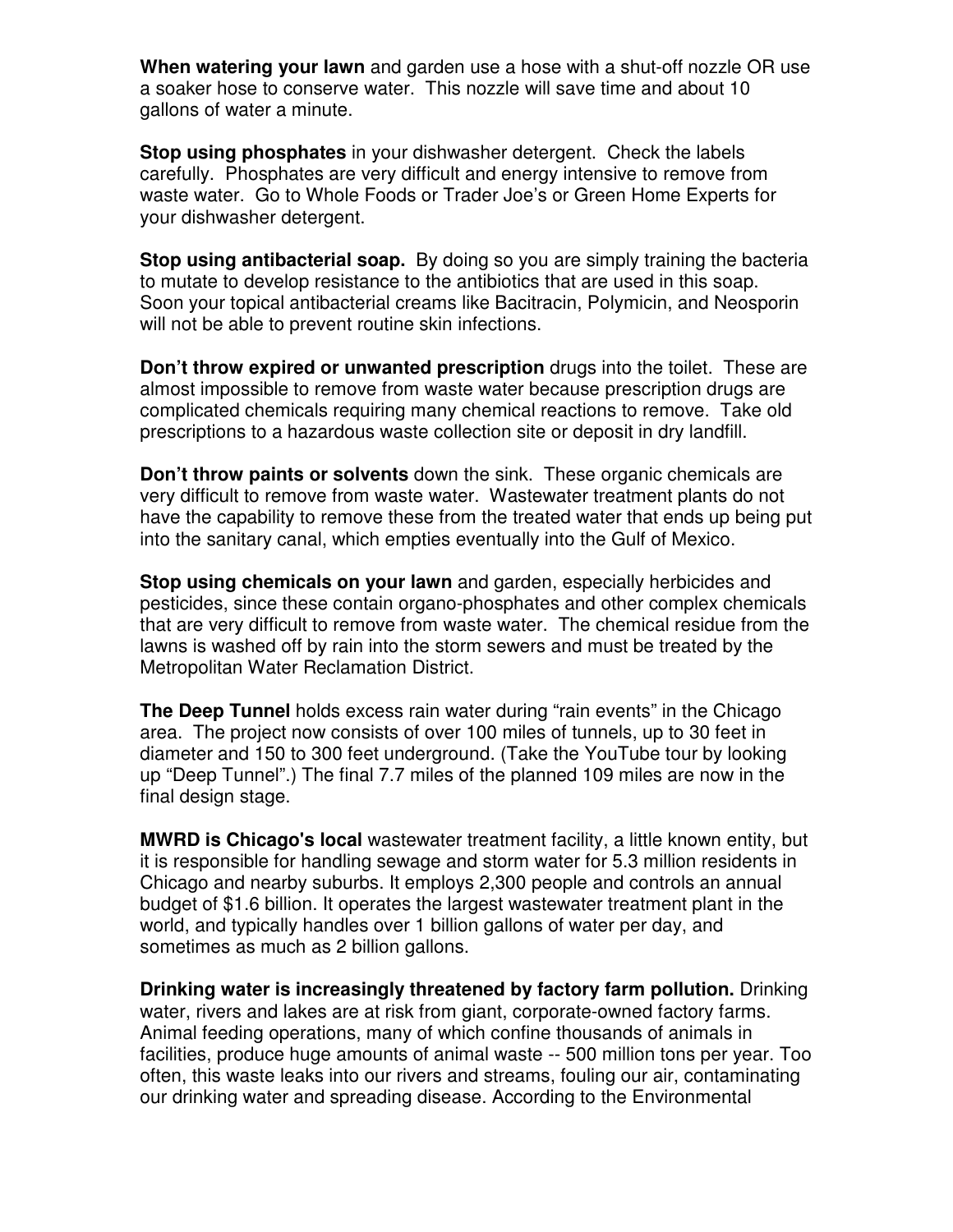**When watering your lawn** and garden use a hose with a shut-off nozzle OR use a soaker hose to conserve water. This nozzle will save time and about 10 gallons of water a minute.

**Stop using phosphates** in your dishwasher detergent. Check the labels carefully. Phosphates are very difficult and energy intensive to remove from waste water. Go to Whole Foods or Trader Joe's or Green Home Experts for your dishwasher detergent.

**Stop using antibacterial soap.** By doing so you are simply training the bacteria to mutate to develop resistance to the antibiotics that are used in this soap. Soon your topical antibacterial creams like Bacitracin, Polymicin, and Neosporin will not be able to prevent routine skin infections.

**Don't throw expired or unwanted prescription** drugs into the toilet. These are almost impossible to remove from waste water because prescription drugs are complicated chemicals requiring many chemical reactions to remove. Take old prescriptions to a hazardous waste collection site or deposit in dry landfill.

**Don't throw paints or solvents** down the sink. These organic chemicals are very difficult to remove from waste water. Wastewater treatment plants do not have the capability to remove these from the treated water that ends up being put into the sanitary canal, which empties eventually into the Gulf of Mexico.

**Stop using chemicals on your lawn** and garden, especially herbicides and pesticides, since these contain organo-phosphates and other complex chemicals that are very difficult to remove from waste water. The chemical residue from the lawns is washed off by rain into the storm sewers and must be treated by the Metropolitan Water Reclamation District.

**The Deep Tunnel** holds excess rain water during "rain events" in the Chicago area. The project now consists of over 100 miles of tunnels, up to 30 feet in diameter and 150 to 300 feet underground. (Take the YouTube tour by looking up "Deep Tunnel".) The final 7.7 miles of the planned 109 miles are now in the final design stage.

**MWRD is Chicago's local** wastewater treatment facility, a little known entity, but it is responsible for handling sewage and storm water for 5.3 million residents in Chicago and nearby suburbs. It employs 2,300 people and controls an annual budget of $1.6 billion. It operates the largest wastewater treatment plant in the world, and typically handles over 1 billion gallons of water per day, and sometimes as much as 2 billion gallons.

**Drinking water is increasingly threatened by factory farm pollution.** Drinking water, rivers and lakes are at risk from giant, corporate-owned factory farms. Animal feeding operations, many of which confine thousands of animals in facilities, produce huge amounts of animal waste -- 500 million tons per year. Too often, this waste leaks into our rivers and streams, fouling our air, contaminating our drinking water and spreading disease. According to the Environmental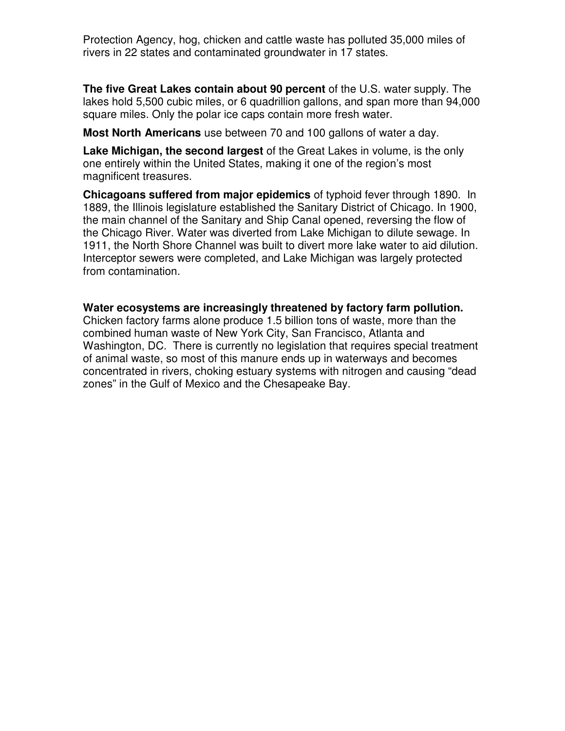Protection Agency, hog, chicken and cattle waste has polluted 35,000 miles of rivers in 22 states and contaminated groundwater in 17 states.

**The five Great Lakes contain about 90 percent** of the U.S. water supply. The lakes hold 5,500 cubic miles, or 6 quadrillion gallons, and span more than 94,000 square miles. Only the polar ice caps contain more fresh water.

**Most North Americans** use between 70 and 100 gallons of water a day.

**Lake Michigan, the second largest** of the Great Lakes in volume, is the only one entirely within the United States, making it one of the region's most magnificent treasures.

**Chicagoans suffered from major epidemics** of typhoid fever through 1890. In 1889, the Illinois legislature established the Sanitary District of Chicago. In 1900, the main channel of the Sanitary and Ship Canal opened, reversing the flow of the Chicago River. Water was diverted from Lake Michigan to dilute sewage. In 1911, the North Shore Channel was built to divert more lake water to aid dilution. Interceptor sewers were completed, and Lake Michigan was largely protected from contamination.

**Water ecosystems are increasingly threatened by factory farm pollution.** Chicken factory farms alone produce 1.5 billion tons of waste, more than the combined human waste of New York City, San Francisco, Atlanta and Washington, DC. There is currently no legislation that requires special treatment of animal waste, so most of this manure ends up in waterways and becomes concentrated in rivers, choking estuary systems with nitrogen and causing "dead zones" in the Gulf of Mexico and the Chesapeake Bay.